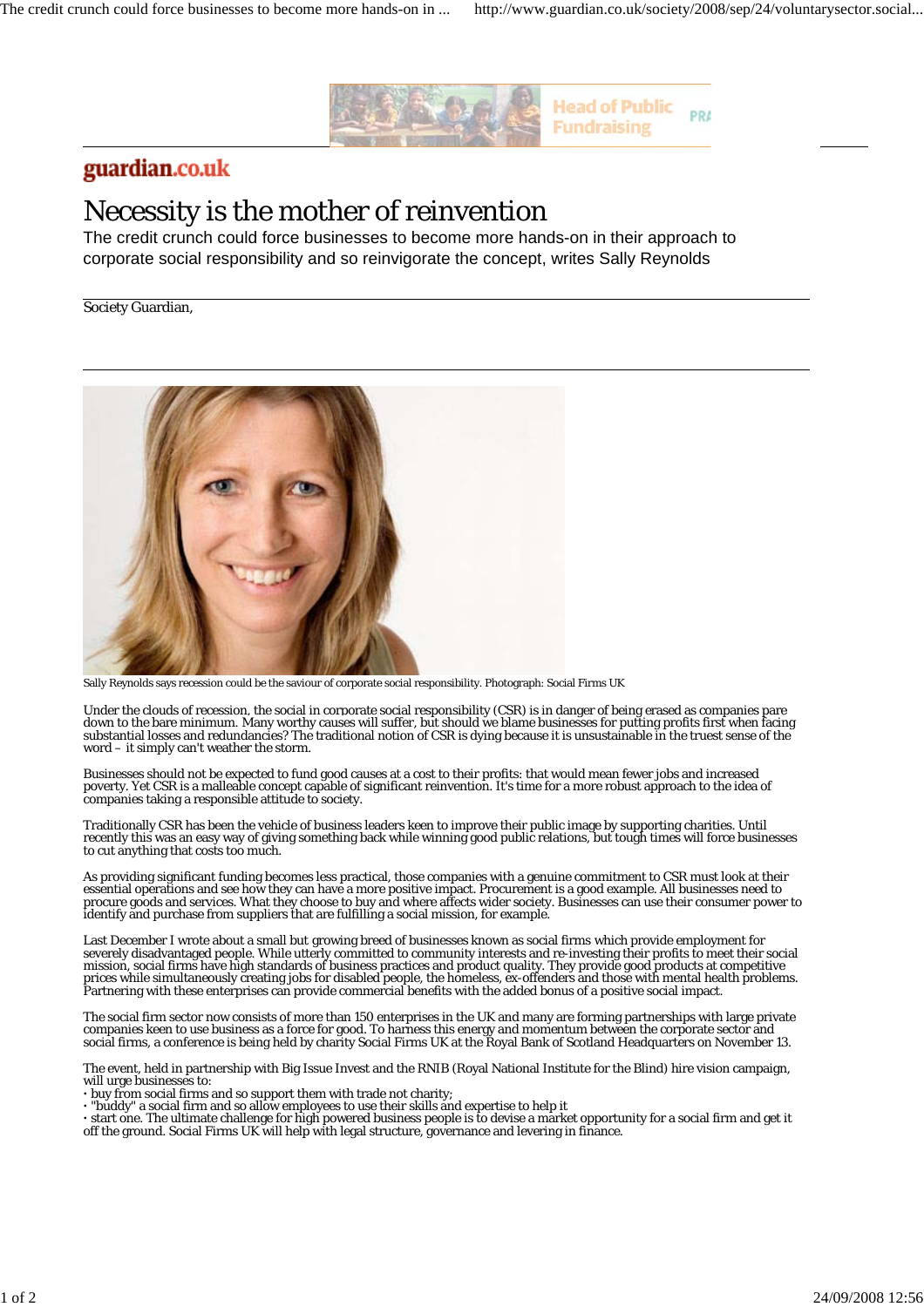guardian.co.uk

# Necessity is the mother of reinvention

The credit crunch could force businesses to become more hands-on in their approach to corporate social responsibility and so reinvigorate the concept, writes Sally Reynolds

Society Guardian,

Sally Reynolds says recession could be the saviour of corporate social responsibility. Photograph: Social Firms UK

Under the clouds of recession, the social in corporate social responsibility (CSR) is in danger of being erased as companies pare down to the bare minimum. Many worthy causes will suffer, but should we blame businesses for putting profits first when facing substantial losses and redundancies? The traditional notion of CSR is dying because it is unsustainable in the truest sense of the word – it simply can't weather the storm.

Businesses should not be expected to fund good causes at a cost to their profits: that would mean fewer jobs and increased poverty. Yet CSR is a malleable concept capable of significant reinvention. It's time for a more robust approach to the idea of companies taking a responsible attitude to society.

Traditionally CSR has been the vehicle of business leaders keen to improve their public image by supporting charities. Until recently this was an easy way of giving something back while winning good public relations, but tough times will force businesses to cut anything that costs too much.

As providing significant funding becomes less practical, those companies with a genuine commitment to CSR must look at their essential operations and see how they can have a more positive impact. Procurement is a good example. All businesses need to procure goods and services. What they choose to buy and where affects wider society. Businesses can use their consumer power to identify and purchase from suppliers that are fulfilling a social mission, for example.

Last December I wrote about a small but growing breed of businesses known as social firms which provide employment for severely disadvantaged people. While utterly committed to community interests and re-investing their profits to meet their social mission, social firms have high standards of business practices and product quality. They provide good products at competitive prices while simultaneously creating jobs for disabled people, the homeless, ex-offenders and those with mental health problems. Partnering with these enterprises can provide commercial benefits with the added bonus of a positive social impact.

The social firm sector now consists of more than 150 enterprises in the UK and many are forming partnerships with large private companies keen to use business as a force for good. To harness this energy and momentum between the corporate sector and social firms, a conference is being held by charity Social Firms UK at the Royal Bank of Scotland Headquarters on November 13.

The event, held in partnership with Big Issue Invest and the RNIB (Royal National Institute for the Blind) hire vision campaign, will urge businesses to:

- buy from social firms and so support them with trade not charity;
- "buddy" a social firm and so allow employees to use their skills and expertise to help it
- start one. The ultimate challenge for high powered business people is to devise a market opportunity for a social firm and get it off the ground. Social Firms UK will help with legal structure, governance and levering in finance.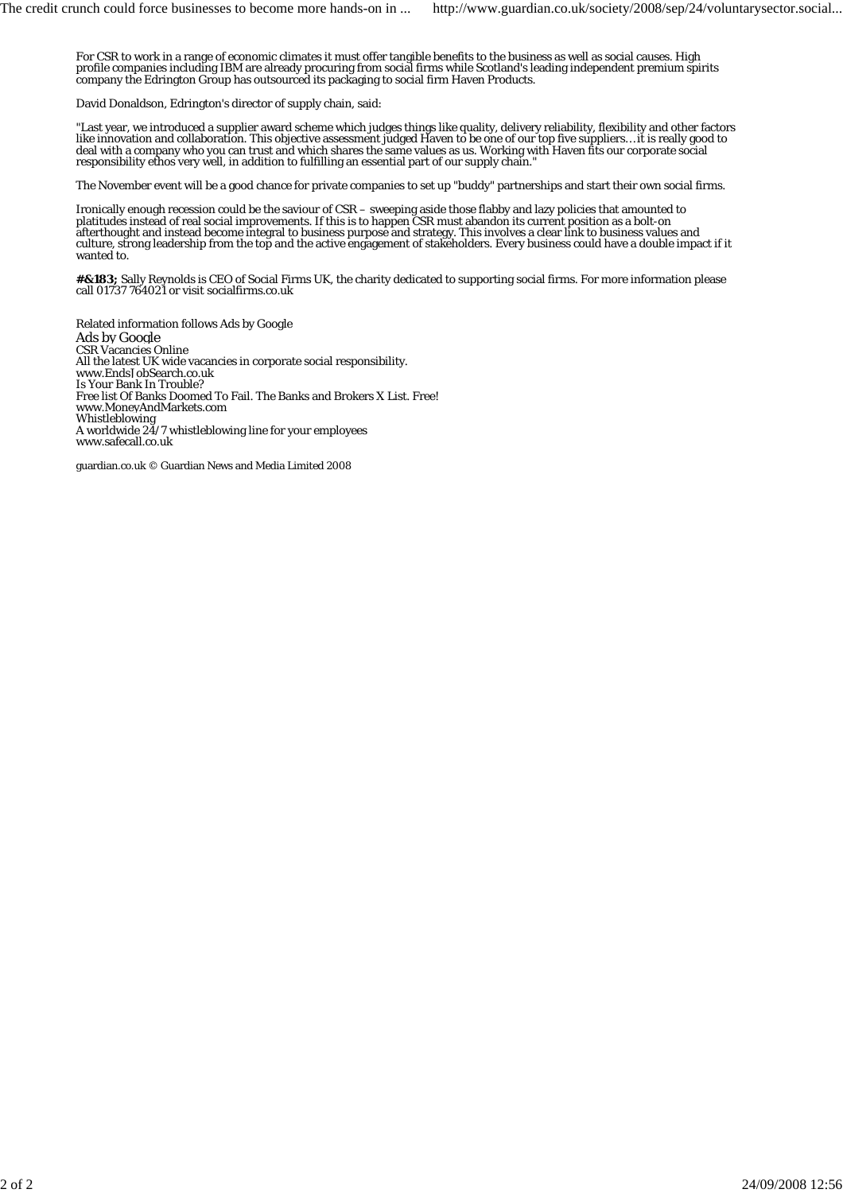For CSR to work in a range of economic climates it must offer tangible benefits to the business as well as social causes. High profile companies including IBM are already procuring from social firms while Scotland's leading independent premium spirits company the Edrington Group has outsourced its packaging to social firm Haven Products.

David Donaldson, Edrington's director of supply chain, said:

"Last year, we introduced a supplier award scheme which judges things like quality, delivery reliability, flexibility and other factors like innovation and collaboration. This objective assessment judged Haven to be one of our top five suppliers…it is really good to deal with a company who you can trust and which shares the same values as us. Working with Haven fits our corporate social responsibility ethos very well, in addition to fulfilling an essential part of our supply chain."

The November event will be a good chance for private companies to set up "buddy" partnerships and start their own social firms.

Ironically enough recession could be the saviour of CSR – sweeping aside those flabby and lazy policies that amounted to platitudes instead of real social improvements. If this is to happen CSR must abandon its current position as a bolt-on afterthought and instead become integral to business purpose and strategy. This involves a clear link to business values and culture, strong leadership from the top and the active engagement of stakeholders. Every business could have a double impact if it wanted to.

**#&183;** Sally Reynolds is CEO of Social Firms UK, the charity dedicated to supporting social firms. For more information please call 01737 764021 or visit socialfirms.co.uk

Related information follows Ads by Google

Ads by Google

CSR Vacancies Online
All the latest UK wide vacancies in corporate social responsibility.
www.EndsJobSearch.co.uk

Is Your Bank In Trouble?
Free list Of Banks Doomed To Fail. The Banks and Brokers X List. Free!
www.MoneyAndMarkets.com

Whistleblowing
A worldwide 24/7 whistleblowing line for your employees
www.safecall.co.uk

guardian.co.uk © Guardian News and Media Limited 2008